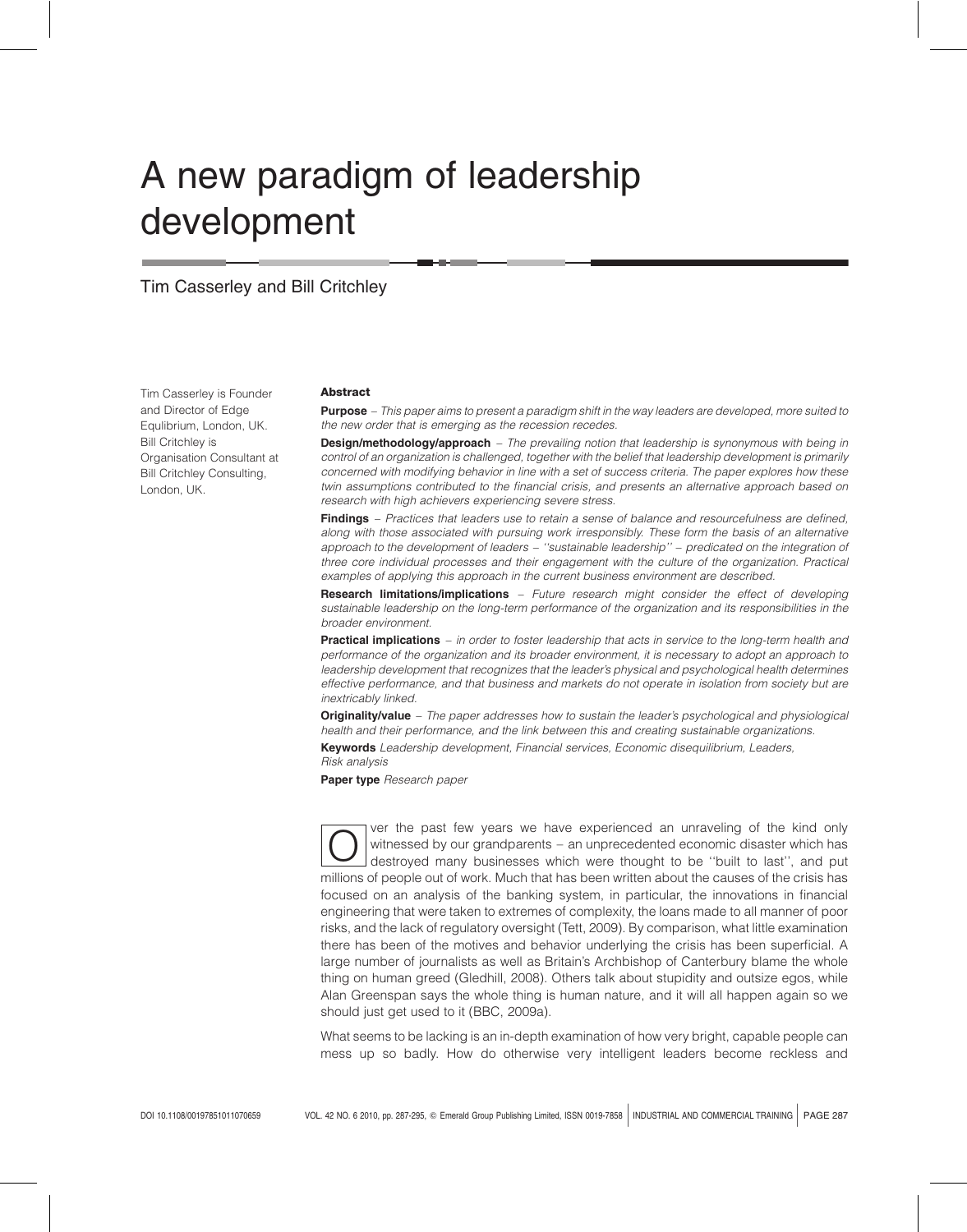# A new paradigm of leadership development

Tim Casserley and Bill Critchley

Tim Casserley is Founder and Director of Edge Equlibrium, London, UK. Bill Critchley is Organisation Consultant at Bill Critchley Consulting, London, UK.

**Abstract**

**Purpose** – *This paper aims to present a paradigm shift in the way leaders are developed, more suited to the new order that is emerging as the recession recedes.*

**Design/methodology/approach** – *The prevailing notion that leadership is synonymous with being in control of an organization is challenged, together with the belief that leadership development is primarily concerned with modifying behavior in line with a set of success criteria. The paper explores how these twin assumptions contributed to the financial crisis, and presents an alternative approach based on research with high achievers experiencing severe stress.*

**Findings** – *Practices that leaders use to retain a sense of balance and resourcefulness are defined, along with those associated with pursuing work irresponsibly. These form the basis of an alternative approach to the development of leaders – ''sustainable leadership'' – predicated on the integration of three core individual processes and their engagement with the culture of the organization. Practical examples of applying this approach in the current business environment are described.*

**Research limitations/implications** – *Future research might consider the effect of developing sustainable leadership on the long-term performance of the organization and its responsibilities in the broader environment.*

**Practical implications** – *in order to foster leadership that acts in service to the long-term health and performance of the organization and its broader environment, it is necessary to adopt an approach to leadership development that recognizes that the leader's physical and psychological health determines effective performance, and that business and markets do not operate in isolation from society but are inextricably linked.*

**Originality/value** – *The paper addresses how to sustain the leader's psychological and physiological health and their performance, and the link between this and creating sustainable organizations.*

**Keywords** *Leadership development, Financial services, Economic disequilibrium, Leaders, Risk analysis*

**Paper type** *Research paper*

Over the past few years we have experienced an unraveling of the kind only witnessed by our grandparents – an unprecedented economic disaster which has destroyed many businesses which were thought to be ''built to last'', and put millions of people out of work. Much that has been written about the causes of the crisis has focused on an analysis of the banking system, in particular, the innovations in financial engineering that were taken to extremes of complexity, the loans made to all manner of poor risks, and the lack of regulatory oversight (Tett, 2009). By comparison, what little examination there has been of the motives and behavior underlying the crisis has been superficial. A large number of journalists as well as Britain's Archbishop of Canterbury blame the whole thing on human greed (Gledhill, 2008). Others talk about stupidity and outsize egos, while Alan Greenspan says the whole thing is human nature, and it will all happen again so we should just get used to it (BBC, 2009a).

What seems to be lacking is an in-depth examination of how very bright, capable people can mess up so badly. How do otherwise very intelligent leaders become reckless and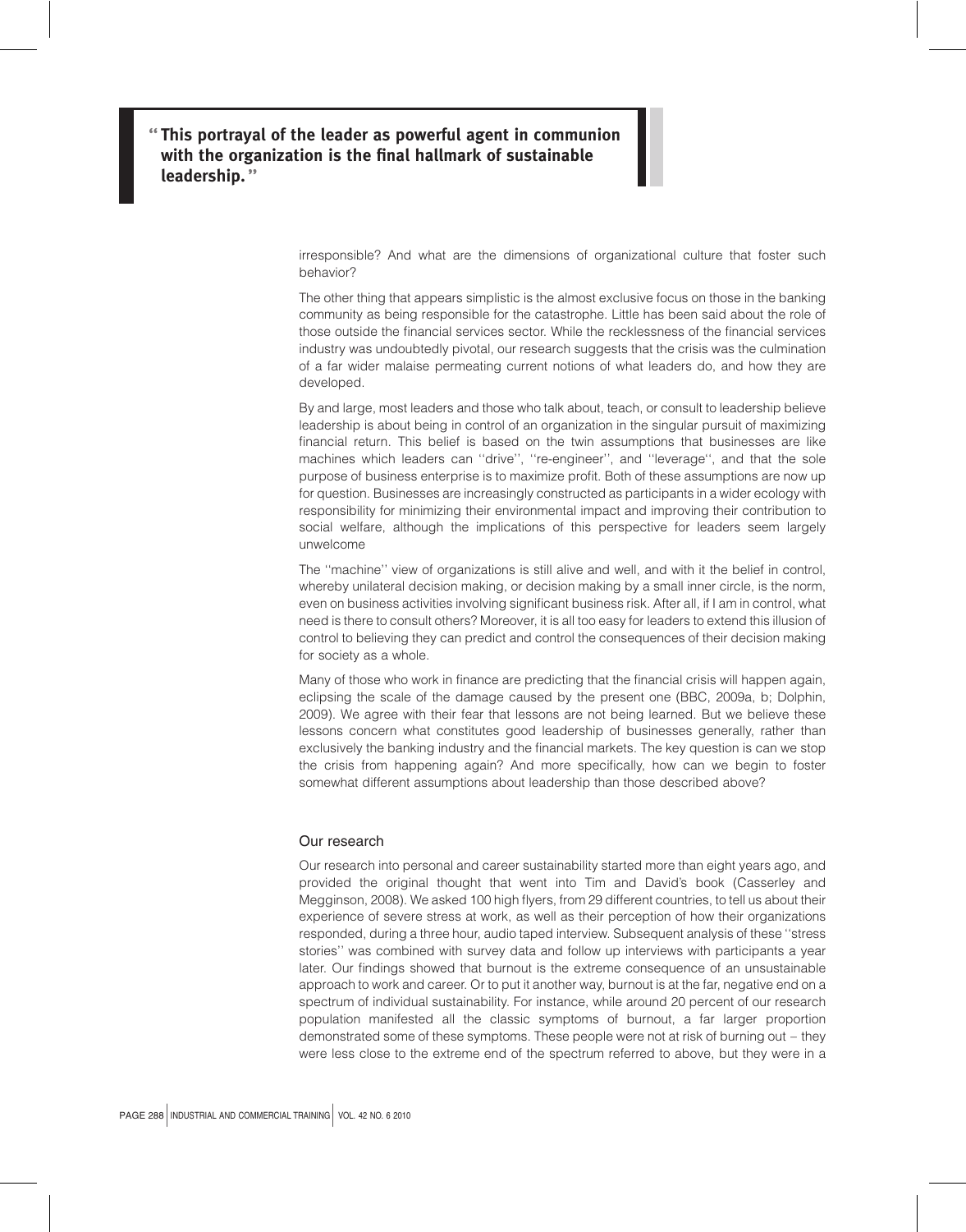> **"This portrayal of the leader as powerful agent in communion with the organization is the final hallmark of sustainable leadership."**

irresponsible? And what are the dimensions of organizational culture that foster such behavior?

The other thing that appears simplistic is the almost exclusive focus on those in the banking community as being responsible for the catastrophe. Little has been said about the role of those outside the financial services sector. While the recklessness of the financial services industry was undoubtedly pivotal, our research suggests that the crisis was the culmination of a far wider malaise permeating current notions of what leaders do, and how they are developed.

By and large, most leaders and those who talk about, teach, or consult to leadership believe leadership is about being in control of an organization in the singular pursuit of maximizing financial return. This belief is based on the twin assumptions that businesses are like machines which leaders can ''drive'', ''re-engineer'', and ''leverage'', and that the sole purpose of business enterprise is to maximize profit. Both of these assumptions are now up for question. Businesses are increasingly constructed as participants in a wider ecology with responsibility for minimizing their environmental impact and improving their contribution to social welfare, although the implications of this perspective for leaders seem largely unwelcome

The ''machine'' view of organizations is still alive and well, and with it the belief in control, whereby unilateral decision making, or decision making by a small inner circle, is the norm, even on business activities involving significant business risk. After all, if I am in control, what need is there to consult others? Moreover, it is all too easy for leaders to extend this illusion of control to believing they can predict and control the consequences of their decision making for society as a whole.

Many of those who work in finance are predicting that the financial crisis will happen again, eclipsing the scale of the damage caused by the present one (BBC, 2009a, b; Dolphin, 2009). We agree with their fear that lessons are not being learned. But we believe these lessons concern what constitutes good leadership of businesses generally, rather than exclusively the banking industry and the financial markets. The key question is can we stop the crisis from happening again? And more specifically, how can we begin to foster somewhat different assumptions about leadership than those described above?

## Our research

Our research into personal and career sustainability started more than eight years ago, and provided the original thought that went into Tim and David's book (Casserley and Megginson, 2008). We asked 100 high flyers, from 29 different countries, to tell us about their experience of severe stress at work, as well as their perception of how their organizations responded, during a three hour, audio taped interview. Subsequent analysis of these ''stress stories'' was combined with survey data and follow up interviews with participants a year later. Our findings showed that burnout is the extreme consequence of an unsustainable approach to work and career. Or to put it another way, burnout is at the far, negative end on a spectrum of individual sustainability. For instance, while around 20 percent of our research population manifested all the classic symptoms of burnout, a far larger proportion demonstrated some of these symptoms. These people were not at risk of burning out – they were less close to the extreme end of the spectrum referred to above, but they were in a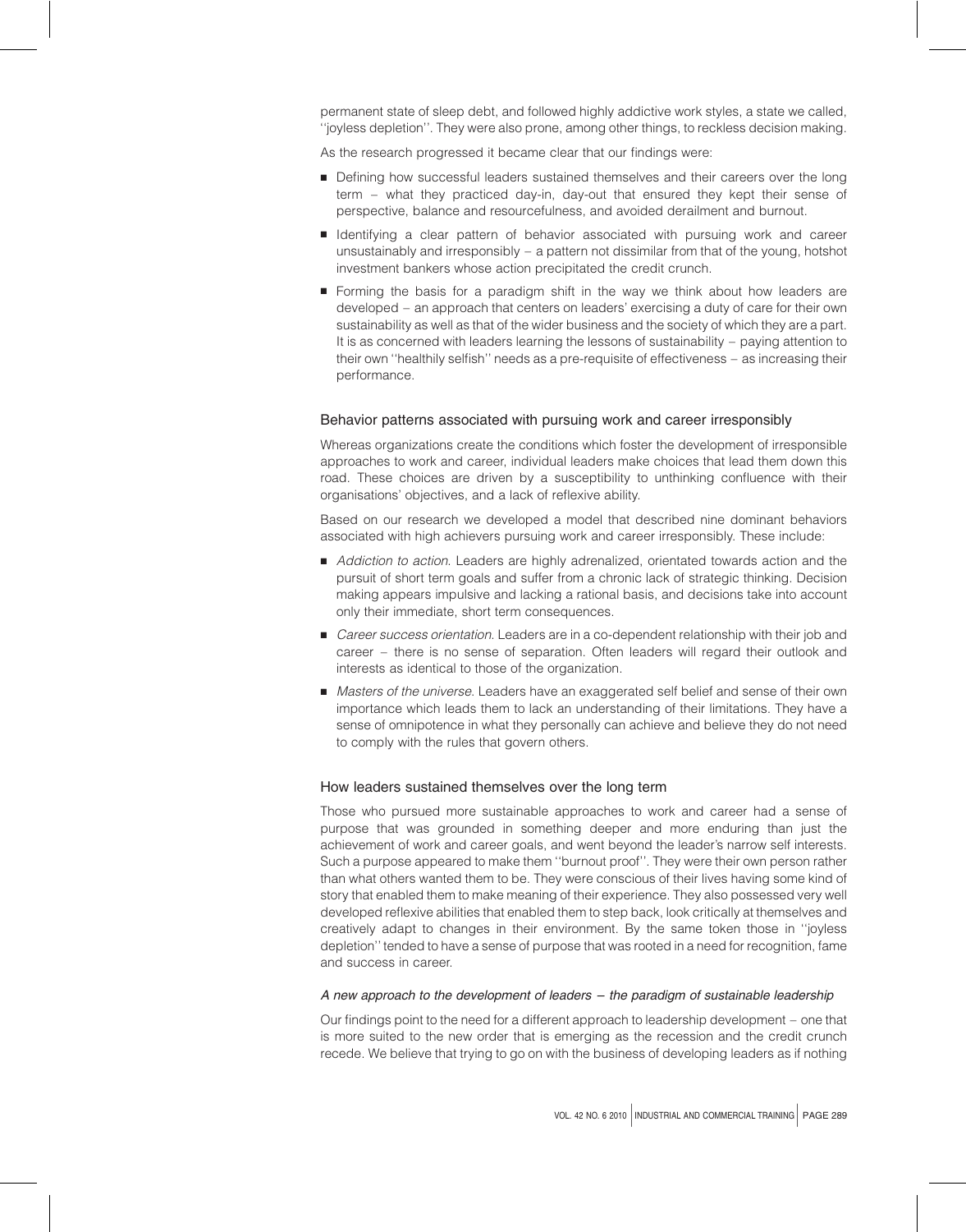permanent state of sleep debt, and followed highly addictive work styles, a state we called, ''joyless depletion''. They were also prone, among other things, to reckless decision making.

As the research progressed it became clear that our findings were:

- Defining how successful leaders sustained themselves and their careers over the long term – what they practiced day-in, day-out that ensured they kept their sense of perspective, balance and resourcefulness, and avoided derailment and burnout.
- Identifying a clear pattern of behavior associated with pursuing work and career unsustainably and irresponsibly – a pattern not dissimilar from that of the young, hotshot investment bankers whose action precipitated the credit crunch.
- Forming the basis for a paradigm shift in the way we think about how leaders are developed – an approach that centers on leaders' exercising a duty of care for their own sustainability as well as that of the wider business and the society of which they are a part. It is as concerned with leaders learning the lessons of sustainability – paying attention to their own ''healthily selfish'' needs as a pre-requisite of effectiveness – as increasing their performance.

## Behavior patterns associated with pursuing work and career irresponsibly

Whereas organizations create the conditions which foster the development of irresponsible approaches to work and career, individual leaders make choices that lead them down this road. These choices are driven by a susceptibility to unthinking confluence with their organisations' objectives, and a lack of reflexive ability.

Based on our research we developed a model that described nine dominant behaviors associated with high achievers pursuing work and career irresponsibly. These include:

- *Addiction to action*. Leaders are highly adrenalized, orientated towards action and the pursuit of short term goals and suffer from a chronic lack of strategic thinking. Decision making appears impulsive and lacking a rational basis, and decisions take into account only their immediate, short term consequences.
- *Career success orientation*. Leaders are in a co-dependent relationship with their job and career – there is no sense of separation. Often leaders will regard their outlook and interests as identical to those of the organization.
- *Masters of the universe*. Leaders have an exaggerated self belief and sense of their own importance which leads them to lack an understanding of their limitations. They have a sense of omnipotence in what they personally can achieve and believe they do not need to comply with the rules that govern others.

## How leaders sustained themselves over the long term

Those who pursued more sustainable approaches to work and career had a sense of purpose that was grounded in something deeper and more enduring than just the achievement of work and career goals, and went beyond the leader's narrow self interests. Such a purpose appeared to make them ''burnout proof''. They were their own person rather than what others wanted them to be. They were conscious of their lives having some kind of story that enabled them to make meaning of their experience. They also possessed very well developed reflexive abilities that enabled them to step back, look critically at themselves and creatively adapt to changes in their environment. By the same token those in ''joyless depletion'' tended to have a sense of purpose that was rooted in a need for recognition, fame and success in career.

### *A new approach to the development of leaders – the paradigm of sustainable leadership*

Our findings point to the need for a different approach to leadership development – one that is more suited to the new order that is emerging as the recession and the credit crunch recede. We believe that trying to go on with the business of developing leaders as if nothing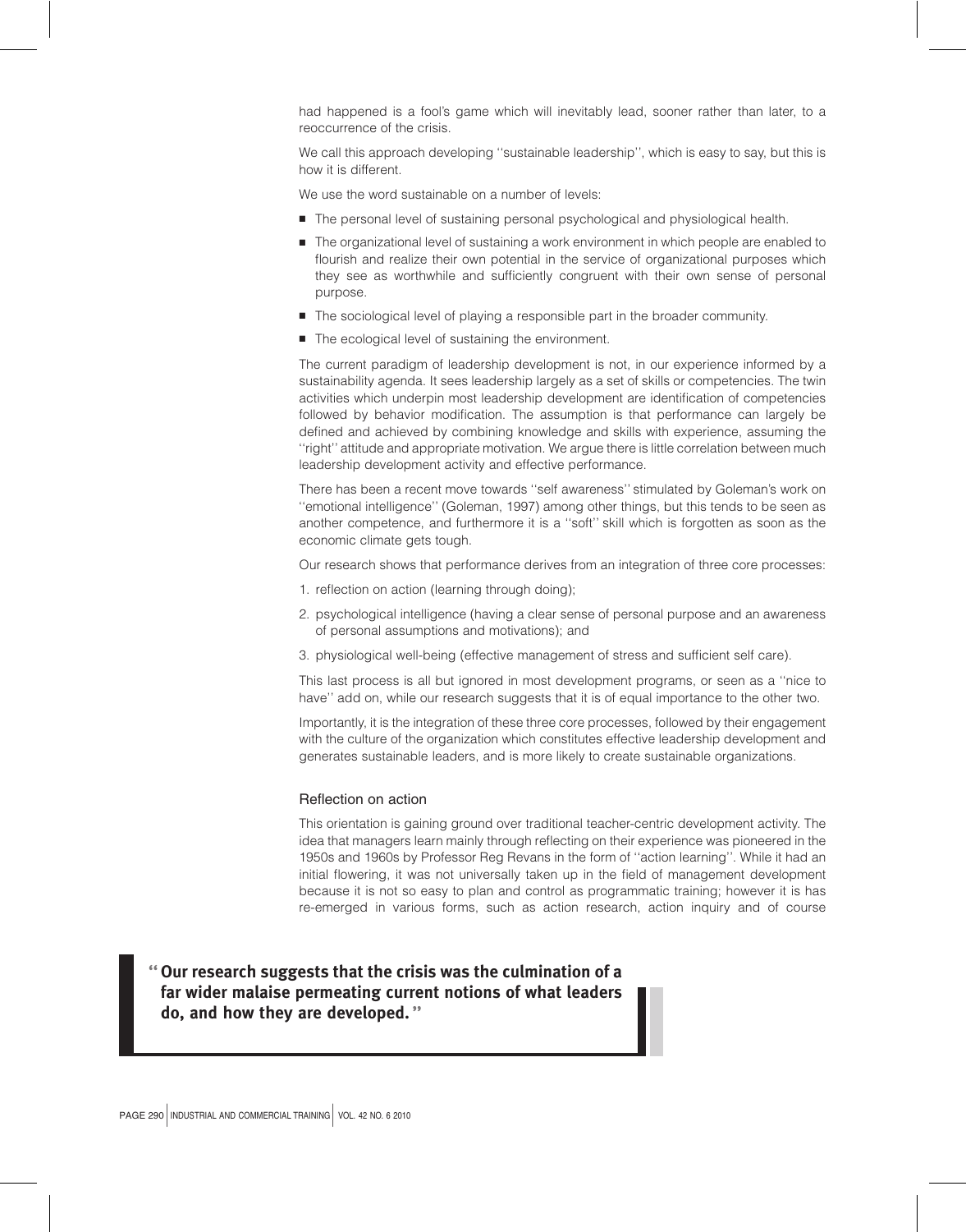had happened is a fool's game which will inevitably lead, sooner rather than later, to a reoccurrence of the crisis.

We call this approach developing ''sustainable leadership'', which is easy to say, but this is how it is different.

We use the word sustainable on a number of levels:

- The personal level of sustaining personal psychological and physiological health.
- The organizational level of sustaining a work environment in which people are enabled to flourish and realize their own potential in the service of organizational purposes which they see as worthwhile and sufficiently congruent with their own sense of personal purpose.
- The sociological level of playing a responsible part in the broader community.
- The ecological level of sustaining the environment.

The current paradigm of leadership development is not, in our experience informed by a sustainability agenda. It sees leadership largely as a set of skills or competencies. The twin activities which underpin most leadership development are identification of competencies followed by behavior modification. The assumption is that performance can largely be defined and achieved by combining knowledge and skills with experience, assuming the ''right'' attitude and appropriate motivation. We argue there is little correlation between much leadership development activity and effective performance.

There has been a recent move towards ''self awareness'' stimulated by Goleman's work on ''emotional intelligence'' (Goleman, 1997) among other things, but this tends to be seen as another competence, and furthermore it is a ''soft'' skill which is forgotten as soon as the economic climate gets tough.

Our research shows that performance derives from an integration of three core processes:

1. reflection on action (learning through doing);
2. psychological intelligence (having a clear sense of personal purpose and an awareness of personal assumptions and motivations); and
3. physiological well-being (effective management of stress and sufficient self care).

This last process is all but ignored in most development programs, or seen as a ''nice to have'' add on, while our research suggests that it is of equal importance to the other two.

Importantly, it is the integration of these three core processes, followed by their engagement with the culture of the organization which constitutes effective leadership development and generates sustainable leaders, and is more likely to create sustainable organizations.

## Reflection on action

This orientation is gaining ground over traditional teacher-centric development activity. The idea that managers learn mainly through reflecting on their experience was pioneered in the 1950s and 1960s by Professor Reg Revans in the form of ''action learning''. While it had an initial flowering, it was not universally taken up in the field of management development because it is not so easy to plan and control as programmatic training; however it is has re-emerged in various forms, such as action research, action inquiry and of course

> **"Our research suggests that the crisis was the culmination of a far wider malaise permeating current notions of what leaders do, and how they are developed."**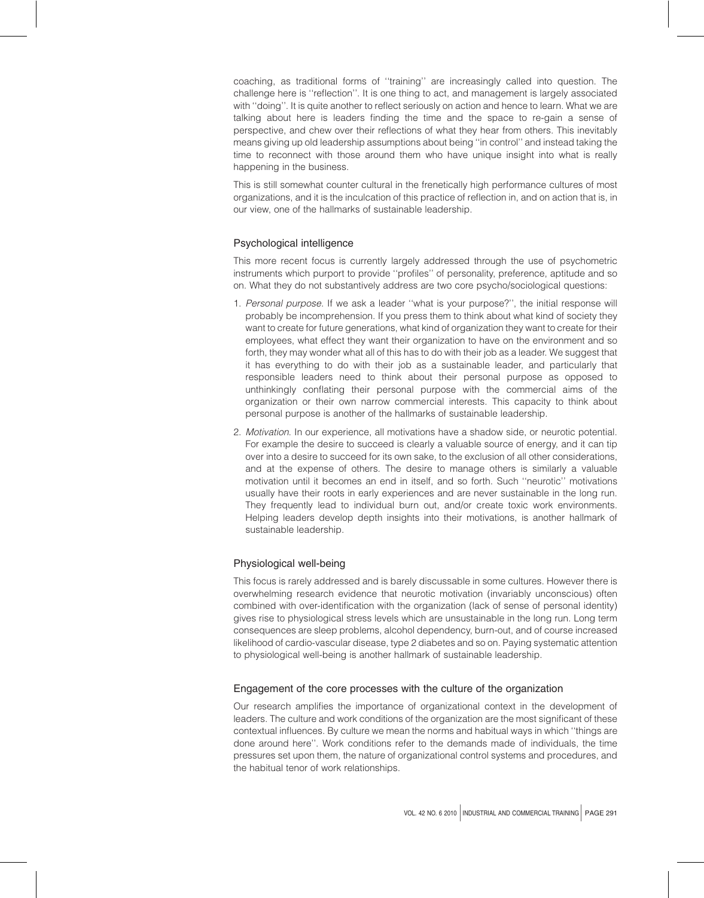coaching, as traditional forms of ''training'' are increasingly called into question. The challenge here is ''reflection''. It is one thing to act, and management is largely associated with ''doing''. It is quite another to reflect seriously on action and hence to learn. What we are talking about here is leaders finding the time and the space to re-gain a sense of perspective, and chew over their reflections of what they hear from others. This inevitably means giving up old leadership assumptions about being ''in control'' and instead taking the time to reconnect with those around them who have unique insight into what is really happening in the business.

This is still somewhat counter cultural in the frenetically high performance cultures of most organizations, and it is the inculcation of this practice of reflection in, and on action that is, in our view, one of the hallmarks of sustainable leadership.

### Psychological intelligence

This more recent focus is currently largely addressed through the use of psychometric instruments which purport to provide ''profiles'' of personality, preference, aptitude and so on. What they do not substantively address are two core psycho/sociological questions:

1. *Personal purpose*. If we ask a leader ''what is your purpose?'', the initial response will probably be incomprehension. If you press them to think about what kind of society they want to create for future generations, what kind of organization they want to create for their employees, what effect they want their organization to have on the environment and so forth, they may wonder what all of this has to do with their job as a leader. We suggest that it has everything to do with their job as a sustainable leader, and particularly that responsible leaders need to think about their personal purpose as opposed to unthinkingly conflating their personal purpose with the commercial aims of the organization or their own narrow commercial interests. This capacity to think about personal purpose is another of the hallmarks of sustainable leadership.
2. *Motivation*. In our experience, all motivations have a shadow side, or neurotic potential. For example the desire to succeed is clearly a valuable source of energy, and it can tip over into a desire to succeed for its own sake, to the exclusion of all other considerations, and at the expense of others. The desire to manage others is similarly a valuable motivation until it becomes an end in itself, and so forth. Such ''neurotic'' motivations usually have their roots in early experiences and are never sustainable in the long run. They frequently lead to individual burn out, and/or create toxic work environments. Helping leaders develop depth insights into their motivations, is another hallmark of sustainable leadership.

### Physiological well-being

This focus is rarely addressed and is barely discussable in some cultures. However there is overwhelming research evidence that neurotic motivation (invariably unconscious) often combined with over-identification with the organization (lack of sense of personal identity) gives rise to physiological stress levels which are unsustainable in the long run. Long term consequences are sleep problems, alcohol dependency, burn-out, and of course increased likelihood of cardio-vascular disease, type 2 diabetes and so on. Paying systematic attention to physiological well-being is another hallmark of sustainable leadership.

### Engagement of the core processes with the culture of the organization

Our research amplifies the importance of organizational context in the development of leaders. The culture and work conditions of the organization are the most significant of these contextual influences. By culture we mean the norms and habitual ways in which ''things are done around here''. Work conditions refer to the demands made of individuals, the time pressures set upon them, the nature of organizational control systems and procedures, and the habitual tenor of work relationships.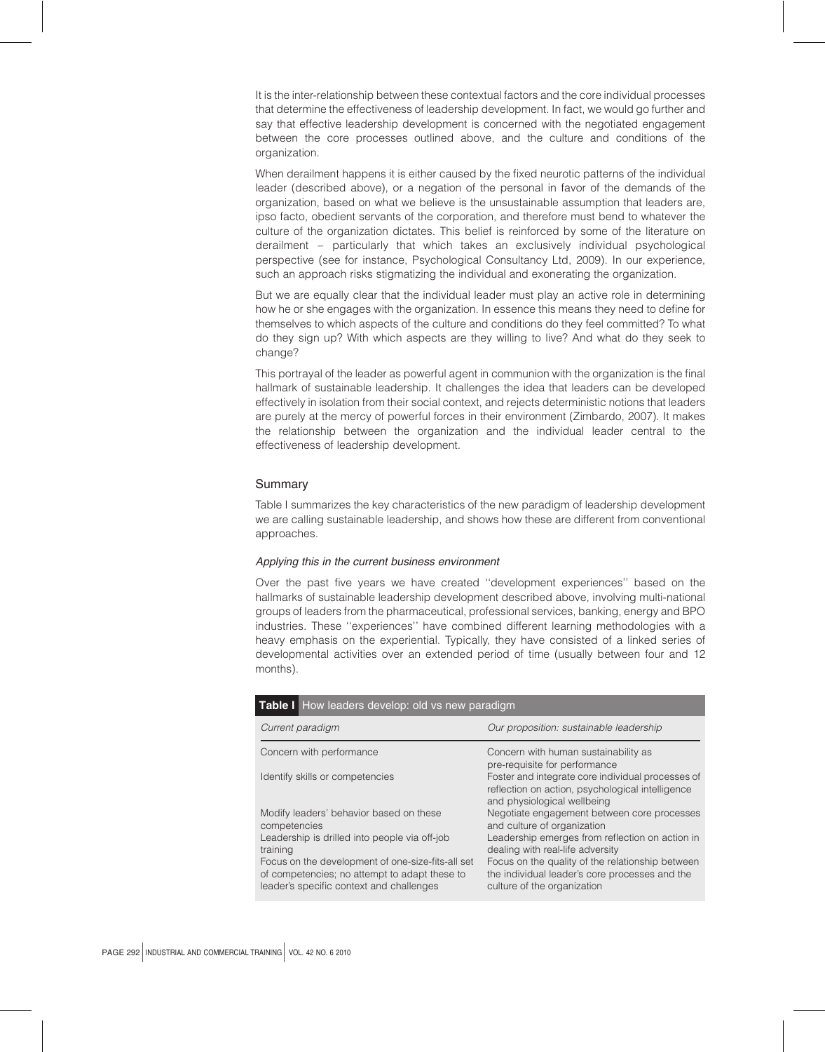It is the inter-relationship between these contextual factors and the core individual processes that determine the effectiveness of leadership development. In fact, we would go further and say that effective leadership development is concerned with the negotiated engagement between the core processes outlined above, and the culture and conditions of the organization.

When derailment happens it is either caused by the fixed neurotic patterns of the individual leader (described above), or a negation of the personal in favor of the demands of the organization, based on what we believe is the unsustainable assumption that leaders are, ipso facto, obedient servants of the corporation, and therefore must bend to whatever the culture of the organization dictates. This belief is reinforced by some of the literature on derailment – particularly that which takes an exclusively individual psychological perspective (see for instance, Psychological Consultancy Ltd, 2009). In our experience, such an approach risks stigmatizing the individual and exonerating the organization.

But we are equally clear that the individual leader must play an active role in determining how he or she engages with the organization. In essence this means they need to define for themselves to which aspects of the culture and conditions do they feel committed? To what do they sign up? With which aspects are they willing to live? And what do they seek to change?

This portrayal of the leader as powerful agent in communion with the organization is the final hallmark of sustainable leadership. It challenges the idea that leaders can be developed effectively in isolation from their social context, and rejects deterministic notions that leaders are purely at the mercy of powerful forces in their environment (Zimbardo, 2007). It makes the relationship between the organization and the individual leader central to the effectiveness of leadership development.

## Summary

Table I summarizes the key characteristics of the new paradigm of leadership development we are calling sustainable leadership, and shows how these are different from conventional approaches.

### *Applying this in the current business environment*

Over the past five years we have created ''development experiences'' based on the hallmarks of sustainable leadership development described above, involving multi-national groups of leaders from the pharmaceutical, professional services, banking, energy and BPO industries. These ''experiences'' have combined different learning methodologies with a heavy emphasis on the experiential. Typically, they have consisted of a linked series of developmental activities over an extended period of time (usually between four and 12 months).

**Table I** How leaders develop: old vs new paradigm

| *Current paradigm* | *Our proposition: sustainable leadership* |
|---|---|
| Concern with performance | Concern with human sustainability as pre-requisite for performance |
| Identify skills or competencies | Foster and integrate core individual processes of reflection on action, psychological intelligence and physiological wellbeing |
| Modify leaders' behavior based on these competencies | Negotiate engagement between core processes and culture of organization |
| Leadership is drilled into people via off-job training | Leadership emerges from reflection on action in dealing with real-life adversity |
| Focus on the development of one-size-fits-all set of competencies; no attempt to adapt these to leader's specific context and challenges | Focus on the quality of the relationship between the individual leader's core processes and the culture of the organization |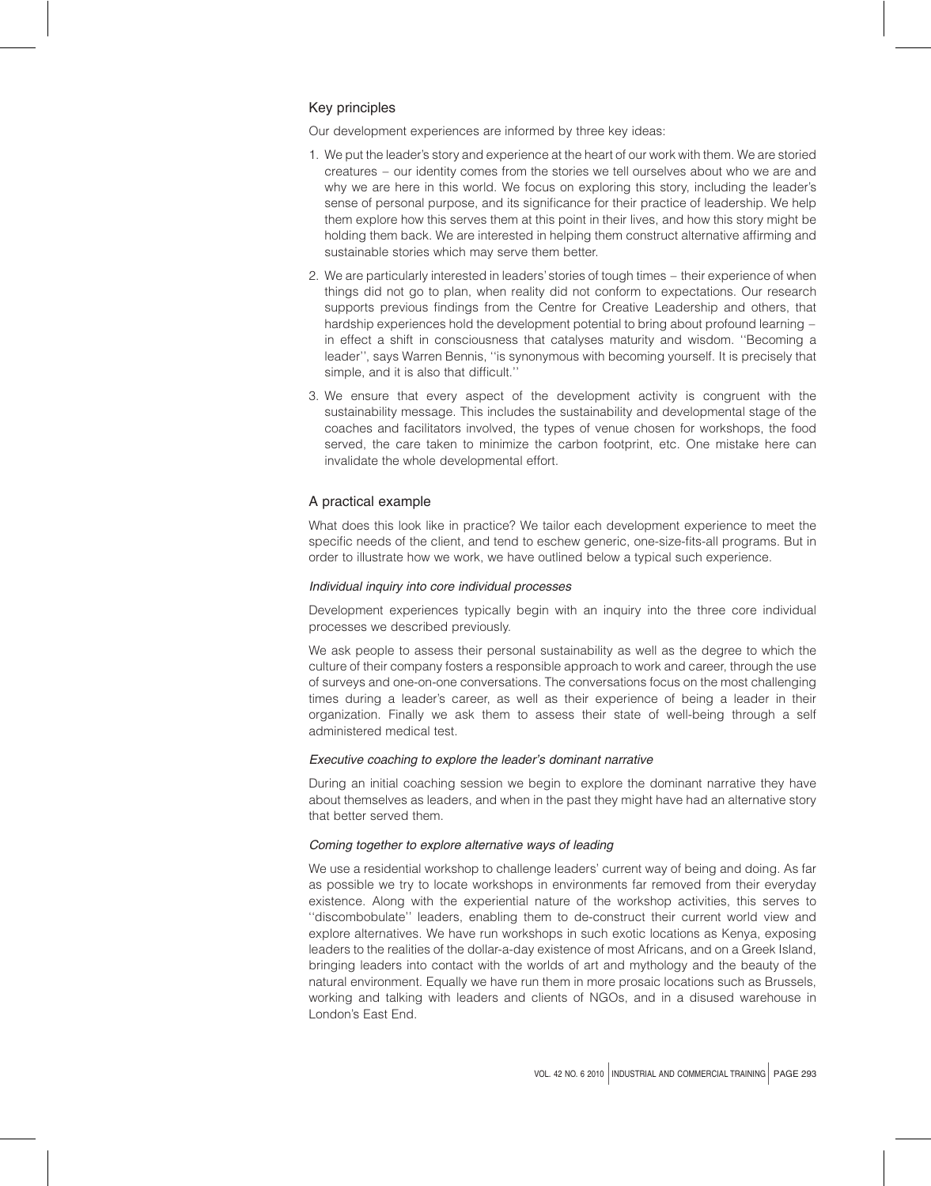## Key principles

Our development experiences are informed by three key ideas:

1. We put the leader's story and experience at the heart of our work with them. We are storied creatures – our identity comes from the stories we tell ourselves about who we are and why we are here in this world. We focus on exploring this story, including the leader's sense of personal purpose, and its significance for their practice of leadership. We help them explore how this serves them at this point in their lives, and how this story might be holding them back. We are interested in helping them construct alternative affirming and sustainable stories which may serve them better.
2. We are particularly interested in leaders' stories of tough times – their experience of when things did not go to plan, when reality did not conform to expectations. Our research supports previous findings from the Centre for Creative Leadership and others, that hardship experiences hold the development potential to bring about profound learning – in effect a shift in consciousness that catalyses maturity and wisdom. ''Becoming a leader'', says Warren Bennis, ''is synonymous with becoming yourself. It is precisely that simple, and it is also that difficult.''
3. We ensure that every aspect of the development activity is congruent with the sustainability message. This includes the sustainability and developmental stage of the coaches and facilitators involved, the types of venue chosen for workshops, the food served, the care taken to minimize the carbon footprint, etc. One mistake here can invalidate the whole developmental effort.

## A practical example

What does this look like in practice? We tailor each development experience to meet the specific needs of the client, and tend to eschew generic, one-size-fits-all programs. But in order to illustrate how we work, we have outlined below a typical such experience.

### *Individual inquiry into core individual processes*

Development experiences typically begin with an inquiry into the three core individual processes we described previously.

We ask people to assess their personal sustainability as well as the degree to which the culture of their company fosters a responsible approach to work and career, through the use of surveys and one-on-one conversations. The conversations focus on the most challenging times during a leader's career, as well as their experience of being a leader in their organization. Finally we ask them to assess their state of well-being through a self administered medical test.

### *Executive coaching to explore the leader's dominant narrative*

During an initial coaching session we begin to explore the dominant narrative they have about themselves as leaders, and when in the past they might have had an alternative story that better served them.

### *Coming together to explore alternative ways of leading*

We use a residential workshop to challenge leaders' current way of being and doing. As far as possible we try to locate workshops in environments far removed from their everyday existence. Along with the experiential nature of the workshop activities, this serves to ''discombobulate'' leaders, enabling them to de-construct their current world view and explore alternatives. We have run workshops in such exotic locations as Kenya, exposing leaders to the realities of the dollar-a-day existence of most Africans, and on a Greek Island, bringing leaders into contact with the worlds of art and mythology and the beauty of the natural environment. Equally we have run them in more prosaic locations such as Brussels, working and talking with leaders and clients of NGOs, and in a disused warehouse in London's East End.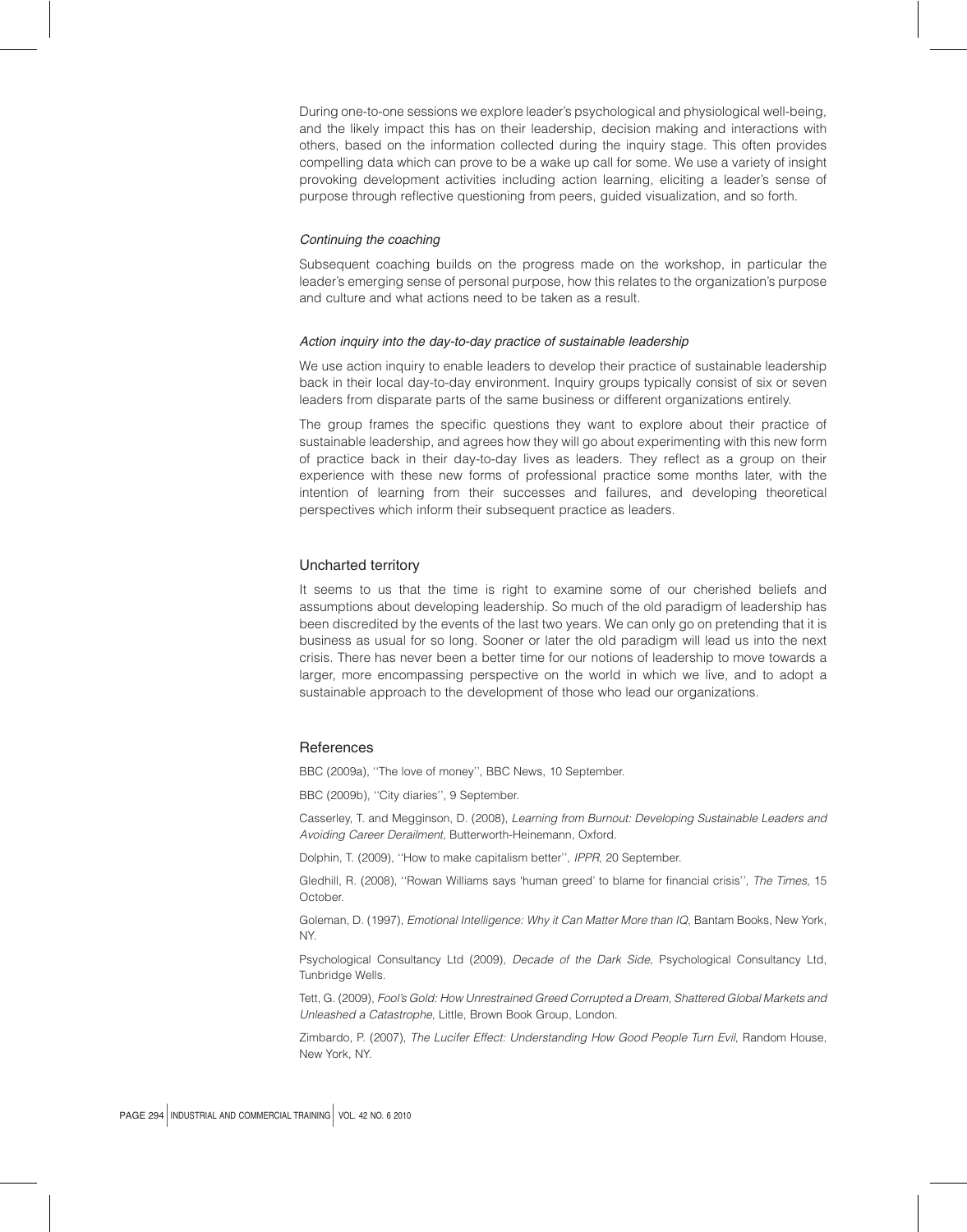During one-to-one sessions we explore leader's psychological and physiological well-being, and the likely impact this has on their leadership, decision making and interactions with others, based on the information collected during the inquiry stage. This often provides compelling data which can prove to be a wake up call for some. We use a variety of insight provoking development activities including action learning, eliciting a leader's sense of purpose through reflective questioning from peers, guided visualization, and so forth.

#### *Continuing the coaching*

Subsequent coaching builds on the progress made on the workshop, in particular the leader's emerging sense of personal purpose, how this relates to the organization's purpose and culture and what actions need to be taken as a result.

#### *Action inquiry into the day-to-day practice of sustainable leadership*

We use action inquiry to enable leaders to develop their practice of sustainable leadership back in their local day-to-day environment. Inquiry groups typically consist of six or seven leaders from disparate parts of the same business or different organizations entirely.

The group frames the specific questions they want to explore about their practice of sustainable leadership, and agrees how they will go about experimenting with this new form of practice back in their day-to-day lives as leaders. They reflect as a group on their experience with these new forms of professional practice some months later, with the intention of learning from their successes and failures, and developing theoretical perspectives which inform their subsequent practice as leaders.

## Uncharted territory

It seems to us that the time is right to examine some of our cherished beliefs and assumptions about developing leadership. So much of the old paradigm of leadership has been discredited by the events of the last two years. We can only go on pretending that it is business as usual for so long. Sooner or later the old paradigm will lead us into the next crisis. There has never been a better time for our notions of leadership to move towards a larger, more encompassing perspective on the world in which we live, and to adopt a sustainable approach to the development of those who lead our organizations.

## References

BBC (2009a), ''The love of money'', BBC News, 10 September.

BBC (2009b), ''City diaries'', 9 September.

Casserley, T. and Megginson, D. (2008), *Learning from Burnout: Developing Sustainable Leaders and Avoiding Career Derailment*, Butterworth-Heinemann, Oxford.

Dolphin, T. (2009), ''How to make capitalism better'', *IPPR*, 20 September.

Gledhill, R. (2008), ''Rowan Williams says 'human greed' to blame for financial crisis'', *The Times*, 15 October.

Goleman, D. (1997), *Emotional Intelligence: Why it Can Matter More than IQ*, Bantam Books, New York, NY.

Psychological Consultancy Ltd (2009), *Decade of the Dark Side*, Psychological Consultancy Ltd, Tunbridge Wells.

Tett, G. (2009), *Fool's Gold: How Unrestrained Greed Corrupted a Dream, Shattered Global Markets and Unleashed a Catastrophe*, Little, Brown Book Group, London.

Zimbardo, P. (2007), *The Lucifer Effect: Understanding How Good People Turn Evil*, Random House, New York, NY.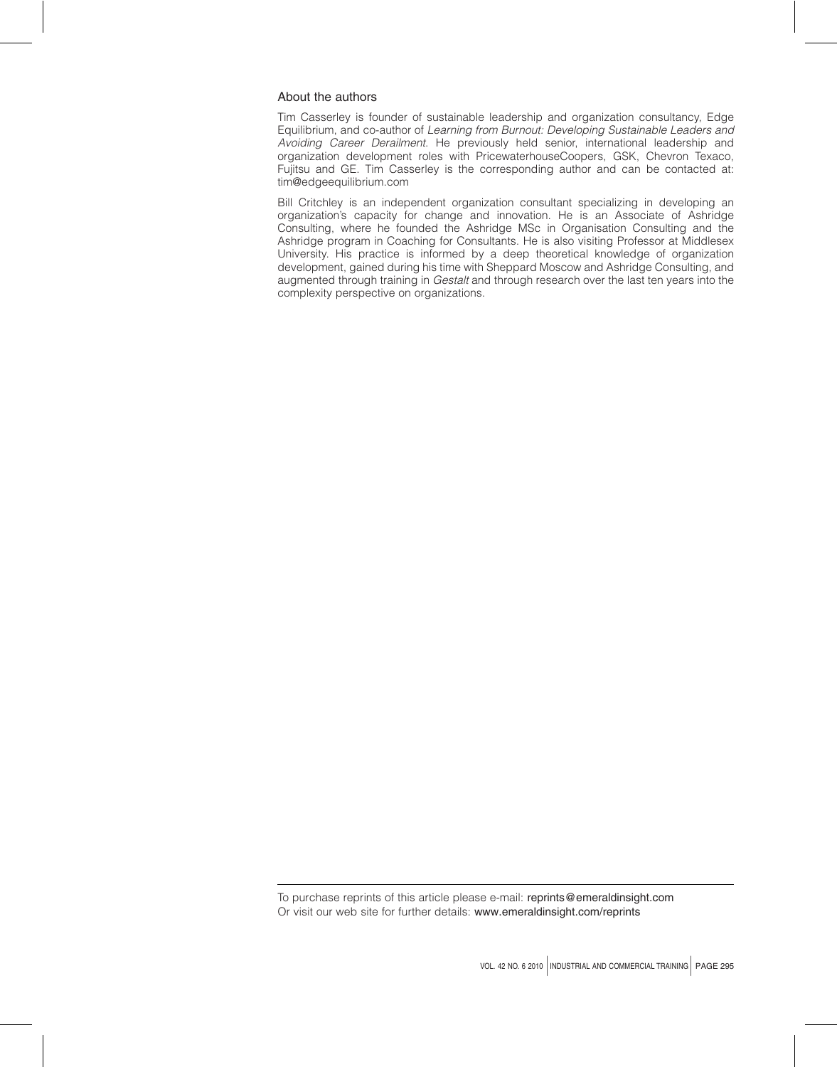## About the authors

Tim Casserley is founder of sustainable leadership and organization consultancy, Edge Equilibrium, and co-author of *Learning from Burnout: Developing Sustainable Leaders and Avoiding Career Derailment*. He previously held senior, international leadership and organization development roles with PricewaterhouseCoopers, GSK, Chevron Texaco, Fujitsu and GE. Tim Casserley is the corresponding author and can be contacted at: tim@edgeequilibrium.com

Bill Critchley is an independent organization consultant specializing in developing an organization's capacity for change and innovation. He is an Associate of Ashridge Consulting, where he founded the Ashridge MSc in Organisation Consulting and the Ashridge program in Coaching for Consultants. He is also visiting Professor at Middlesex University. His practice is informed by a deep theoretical knowledge of organization development, gained during his time with Sheppard Moscow and Ashridge Consulting, and augmented through training in *Gestalt* and through research over the last ten years into the complexity perspective on organizations.

---

To purchase reprints of this article please e-mail: reprints@emeraldinsight.com
Or visit our web site for further details: www.emeraldinsight.com/reprints